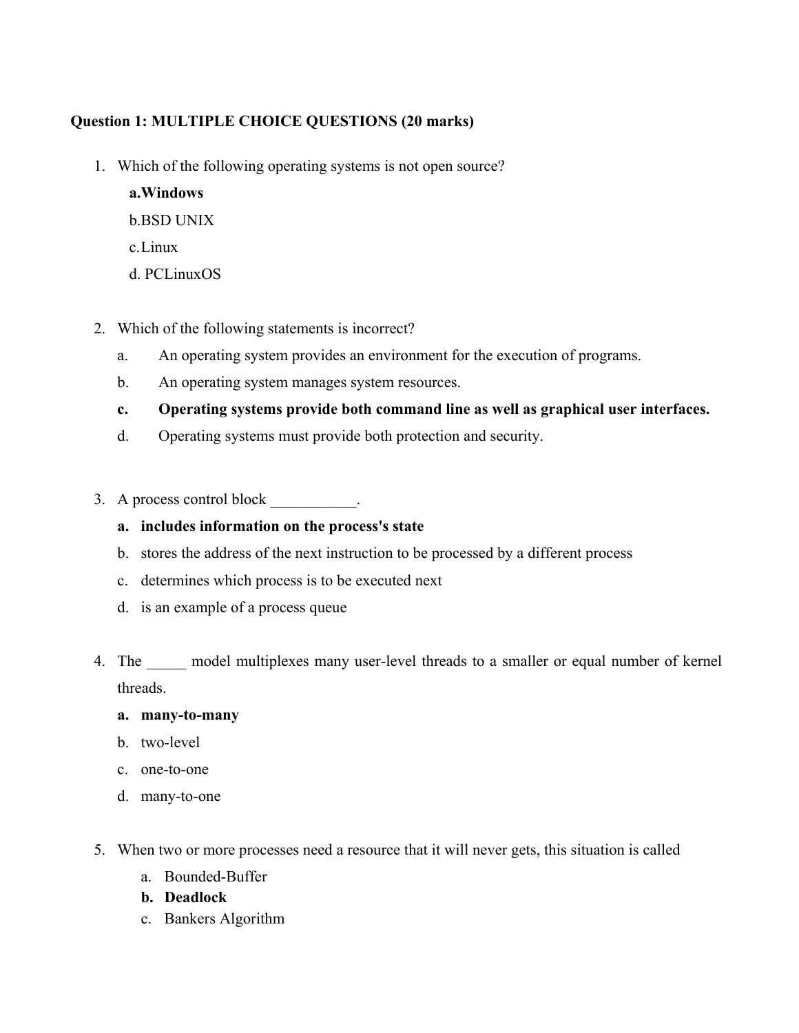**Question 1: MULTIPLE CHOICE QUESTIONS (20 marks)**

1. Which of the following operating systems is not open source?

   **a.Windows**

   b.BSD UNIX

   c.Linux

   d. PCLinuxOS

2. Which of the following statements is incorrect?

   a. An operating system provides an environment for the execution of programs.

   b. An operating system manages system resources.

   **c. Operating systems provide both command line as well as graphical user interfaces.**

   d. Operating systems must provide both protection and security.

3. A process control block ___________.

   **a. includes information on the process's state**

   b. stores the address of the next instruction to be processed by a different process

   c. determines which process is to be executed next

   d. is an example of a process queue

4. The _____ model multiplexes many user-level threads to a smaller or equal number of kernel threads.

   **a. many-to-many**

   b. two-level

   c. one-to-one

   d. many-to-one

5. When two or more processes need a resource that it will never gets, this situation is called

   a. Bounded-Buffer

   **b. Deadlock**

   c. Bankers Algorithm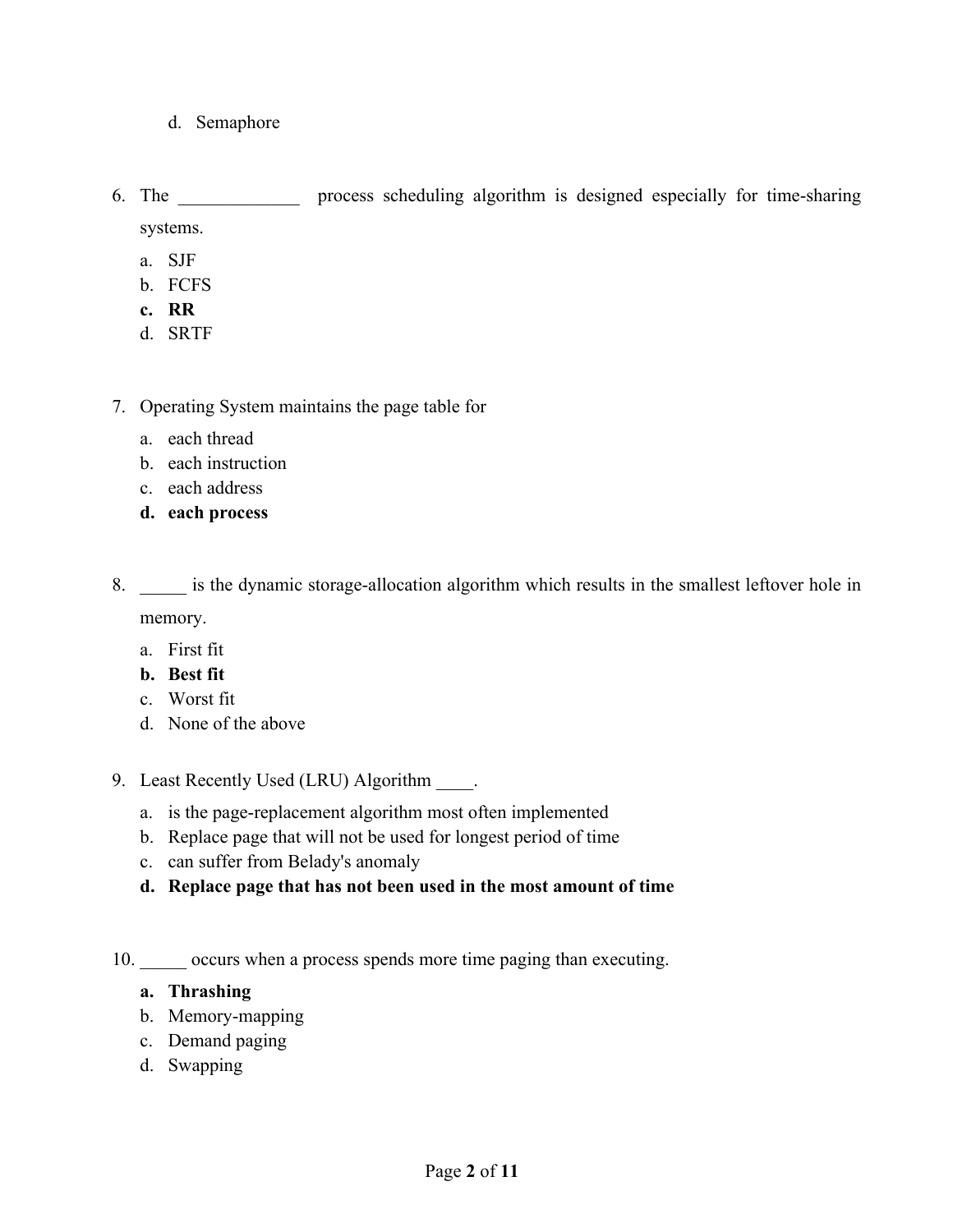d. Semaphore

6. The _____________ process scheduling algorithm is designed especially for time-sharing systems.

   a. SJF
   b. FCFS
   **c. RR**
   d. SRTF

7. Operating System maintains the page table for

   a. each thread
   b. each instruction
   c. each address
   **d. each process**

8. _____ is the dynamic storage-allocation algorithm which results in the smallest leftover hole in memory.

   a. First fit
   **b. Best fit**
   c. Worst fit
   d. None of the above

9. Least Recently Used (LRU) Algorithm ____.

   a. is the page-replacement algorithm most often implemented
   b. Replace page that will not be used for longest period of time
   c. can suffer from Belady's anomaly
   **d. Replace page that has not been used in the most amount of time**

10. _____ occurs when a process spends more time paging than executing.

    **a. Thrashing**
    b. Memory-mapping
    c. Demand paging
    d. Swapping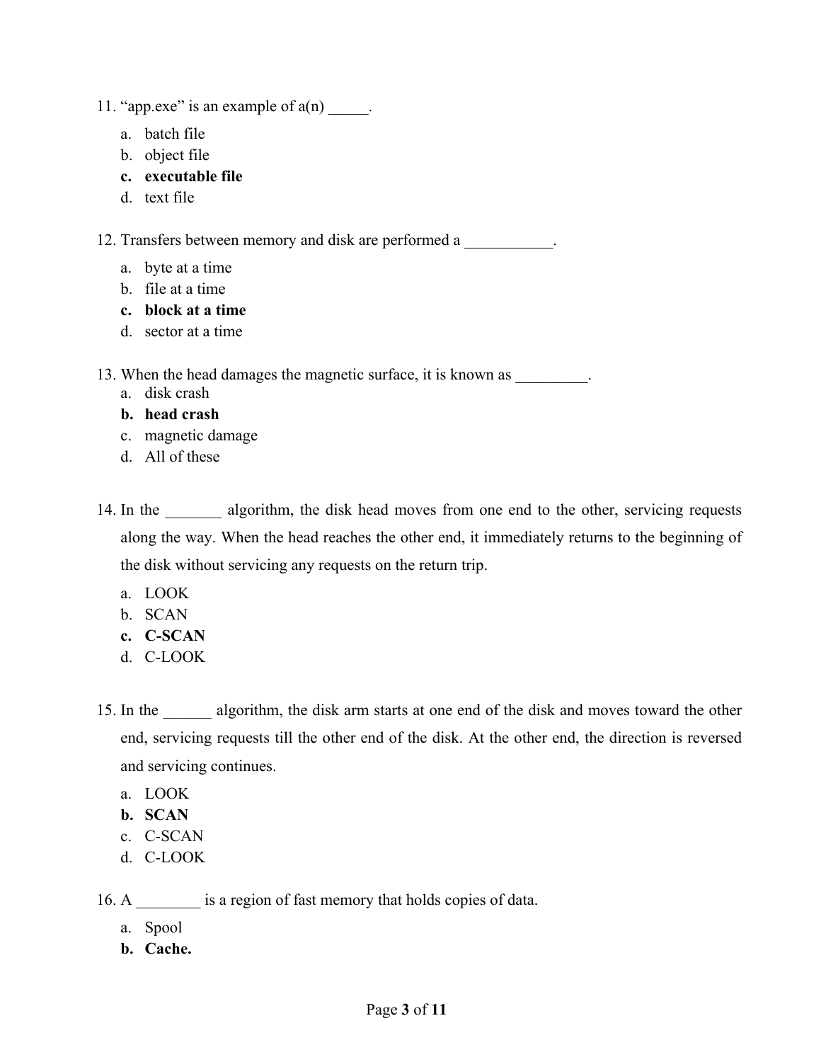11. "app.exe" is an example of a(n) _____.
    a. batch file
    b. object file
    **c. executable file**
    d. text file

12. Transfers between memory and disk are performed a ___________.
    a. byte at a time
    b. file at a time
    **c. block at a time**
    d. sector at a time

13. When the head damages the magnetic surface, it is known as _________.
    a. disk crash
    **b. head crash**
    c. magnetic damage
    d. All of these

14. In the _______ algorithm, the disk head moves from one end to the other, servicing requests along the way. When the head reaches the other end, it immediately returns to the beginning of the disk without servicing any requests on the return trip.
    a. LOOK
    b. SCAN
    **c. C-SCAN**
    d. C-LOOK

15. In the ______ algorithm, the disk arm starts at one end of the disk and moves toward the other end, servicing requests till the other end of the disk. At the other end, the direction is reversed and servicing continues.
    a. LOOK
    **b. SCAN**
    c. C-SCAN
    d. C-LOOK

16. A ________ is a region of fast memory that holds copies of data.
    a. Spool
    **b. Cache.**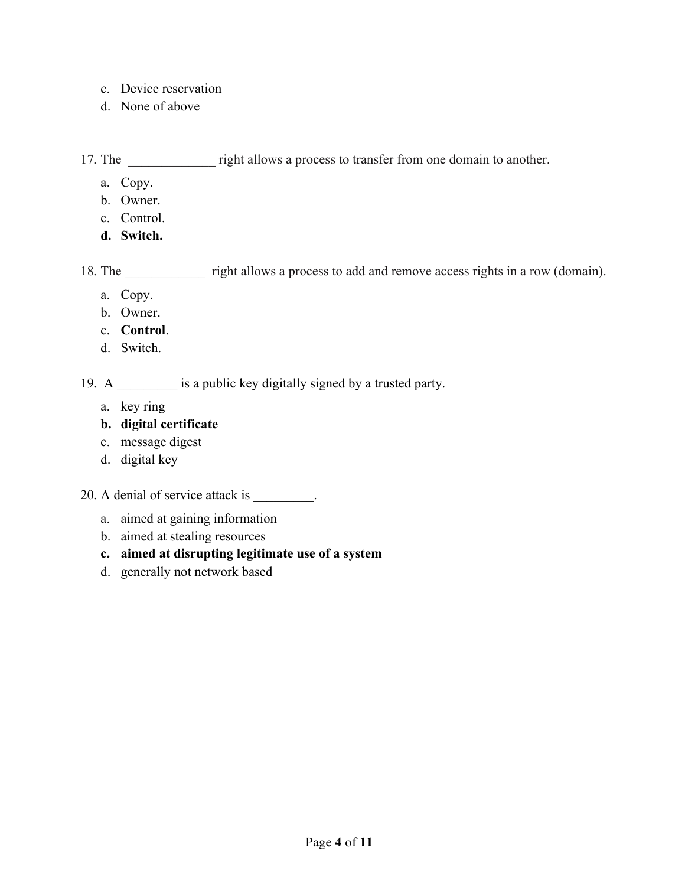c. Device reservation
d. None of above

17. The _____________ right allows a process to transfer from one domain to another.

a. Copy.
b. Owner.
c. Control.
**d. Switch.**

18. The ____________ right allows a process to add and remove access rights in a row (domain).

a. Copy.
b. Owner.
c. **Control**.
d. Switch.

19. A _________ is a public key digitally signed by a trusted party.

a. key ring
**b. digital certificate**
c. message digest
d. digital key

20. A denial of service attack is _________.

a. aimed at gaining information
b. aimed at stealing resources
**c. aimed at disrupting legitimate use of a system**
d. generally not network based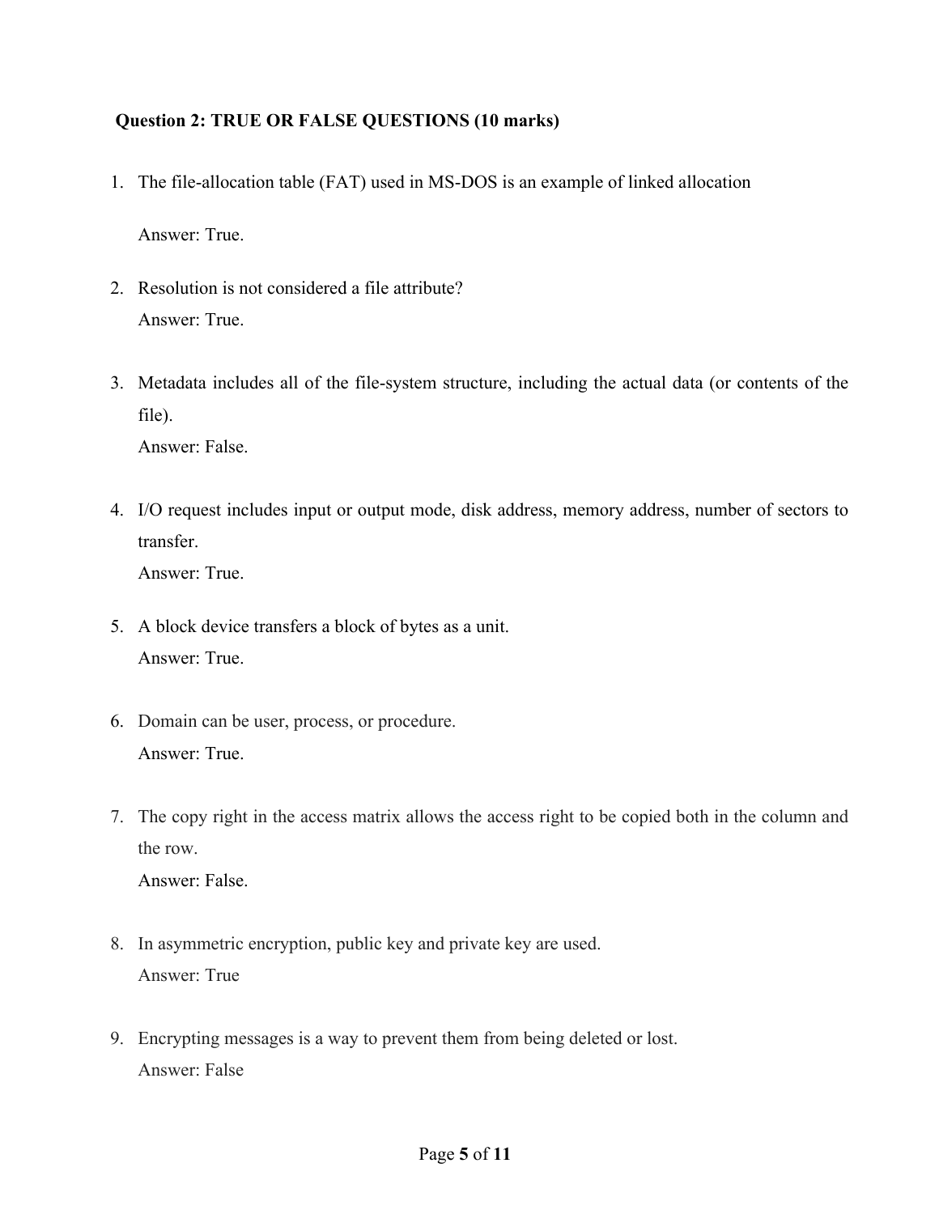**Question 2: TRUE OR FALSE QUESTIONS (10 marks)**

1. The file-allocation table (FAT) used in MS-DOS is an example of linked allocation

   Answer: True.

2. Resolution is not considered a file attribute?
   Answer: True.

3. Metadata includes all of the file-system structure, including the actual data (or contents of the file).
   Answer: False.

4. I/O request includes input or output mode, disk address, memory address, number of sectors to transfer.
   Answer: True.

5. A block device transfers a block of bytes as a unit.
   Answer: True.

6. Domain can be user, process, or procedure.
   Answer: True.

7. The copy right in the access matrix allows the access right to be copied both in the column and the row.
   Answer: False.

8. In asymmetric encryption, public key and private key are used.
   Answer: True

9. Encrypting messages is a way to prevent them from being deleted or lost.
   Answer: False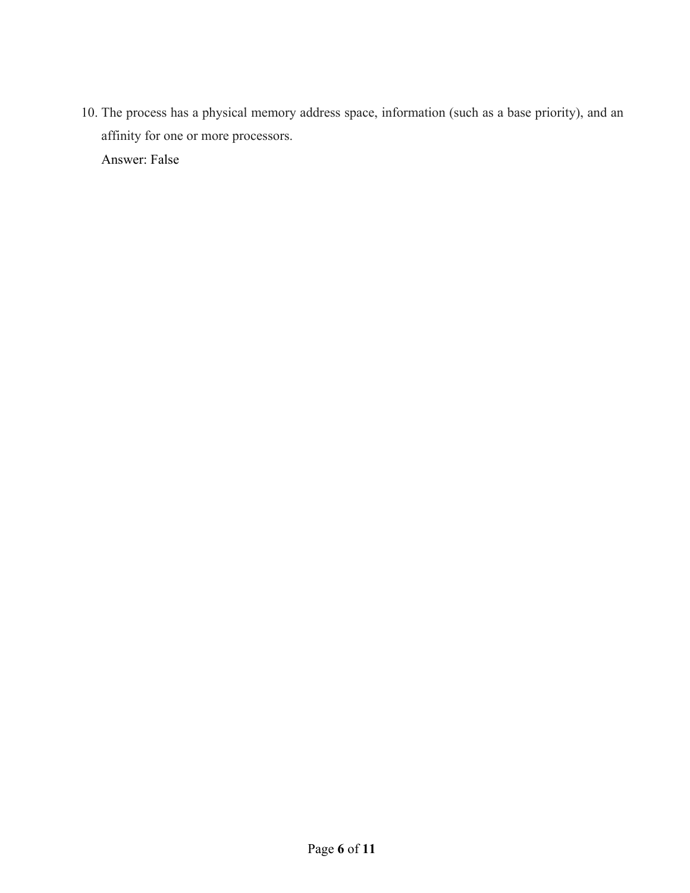10. The process has a physical memory address space, information (such as a base priority), and an affinity for one or more processors.

    Answer: False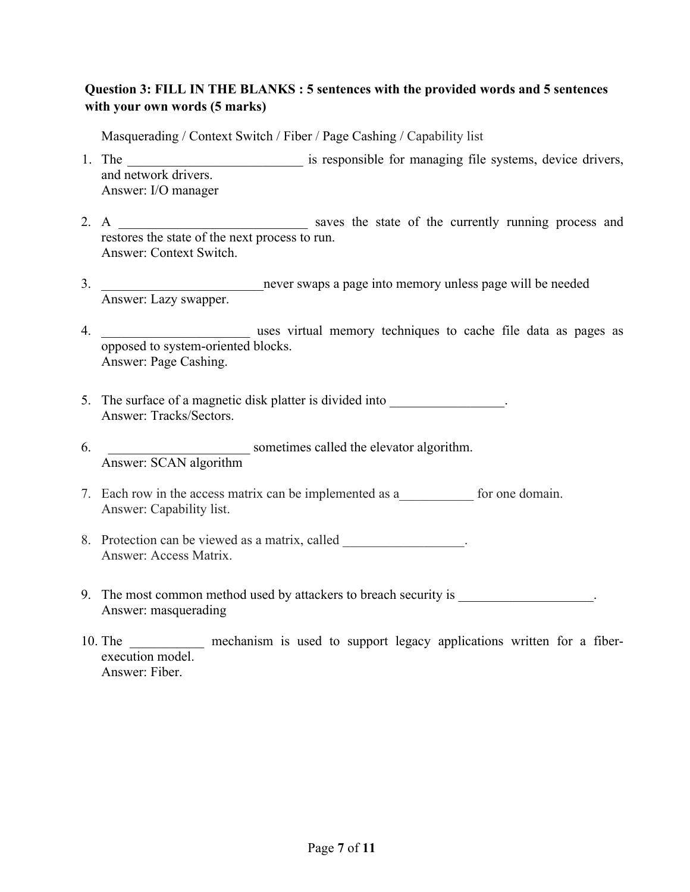**Question 3: FILL IN THE BLANKS : 5 sentences with the provided words and 5 sentences with your own words (5 marks)**

Masquerading / Context Switch / Fiber / Page Cashing / Capability list

1. The _________________________ is responsible for managing file systems, device drivers, and network drivers.
   Answer: I/O manager

2. A ____________________________ saves the state of the currently running process and restores the state of the next process to run.
   Answer: Context Switch.

3. ________________________never swaps a page into memory unless page will be needed
   Answer: Lazy swapper.

4. ______________________ uses virtual memory techniques to cache file data as pages as opposed to system-oriented blocks.
   Answer: Page Cashing.

5. The surface of a magnetic disk platter is divided into _________________.
   Answer: Tracks/Sectors.

6. _____________________ sometimes called the elevator algorithm.
   Answer: SCAN algorithm

7. Each row in the access matrix can be implemented as a___________ for one domain.
   Answer: Capability list.

8. Protection can be viewed as a matrix, called __________________.
   Answer: Access Matrix.

9. The most common method used by attackers to breach security is ____________________.
   Answer: masquerading

10. The ___________ mechanism is used to support legacy applications written for a fiber-execution model.
    Answer: Fiber.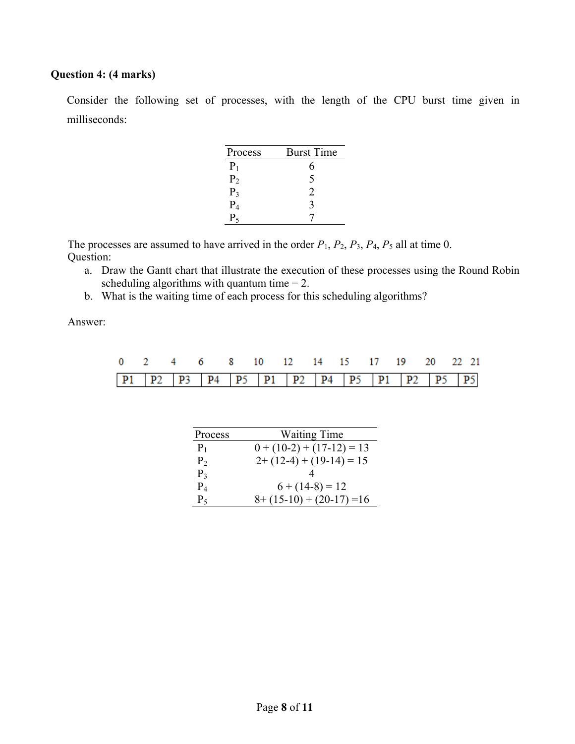**Question 4: (4 marks)**

Consider the following set of processes, with the length of the CPU burst time given in milliseconds:

| Process | Burst Time |
|---|---|
| $P_1$ | 6 |
| $P_2$ | 5 |
| $P_3$ | 2 |
| $P_4$ | 3 |
| $P_5$ | 7 |

The processes are assumed to have arrived in the order $P_1$, $P_2$, $P_3$, $P_4$, $P_5$ all at time 0.
Question:

a. Draw the Gantt chart that illustrate the execution of these processes using the Round Robin scheduling algorithms with quantum time = 2.
b. What is the waiting time of each process for this scheduling algorithms?

Answer:

| 0 | 2 | 4 | 6 | 8 | 10 | 12 | 14 | 15 | 17 | 19 | 20 | 22 | 21 |
|---|---|---|---|---|---|---|---|---|---|---|---|---|---|
| P1 | P2 | P3 | P4 | P5 | P1 | P2 | P4 | P5 | P1 | P2 | P5 | P5 | |

| Process | Waiting Time |
|---|---|
| $P_1$ | 0 + (10-2) + (17-12) = 13 |
| $P_2$ | 2+ (12-4) + (19-14) = 15 |
| $P_3$ | 4 |
| $P_4$ | 6 + (14-8) = 12 |
| $P_5$ | 8+ (15-10) + (20-17) =16 |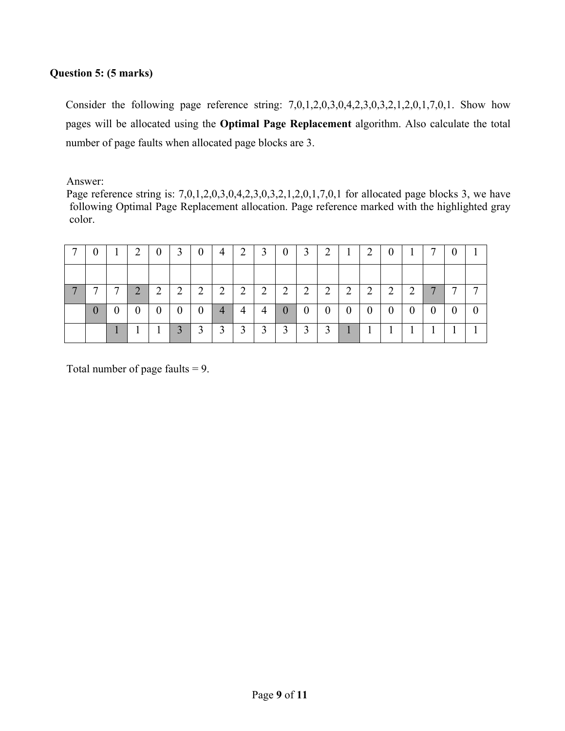**Question 5: (5 marks)**

Consider the following page reference string: 7,0,1,2,0,3,0,4,2,3,0,3,2,1,2,0,1,7,0,1. Show how pages will be allocated using the **Optimal Page Replacement** algorithm. Also calculate the total number of page faults when allocated page blocks are 3.

Answer:
Page reference string is: 7,0,1,2,0,3,0,4,2,3,0,3,2,1,2,0,1,7,0,1 for allocated page blocks 3, we have following Optimal Page Replacement allocation. Page reference marked with the highlighted gray color.

| 7 | 0 | 1 | 2 | 0 | 3 | 0 | 4 | 2 | 3 | 0 | 3 | 2 | 1 | 2 | 0 | 1 | 7 | 0 | 1 |
|---|---|---|---|---|---|---|---|---|---|---|---|---|---|---|---|---|---|---|---|
| | | | | | | | | | | | | | | | | | | | |
| 7 | 7 | 7 | 2 | 2 | 2 | 2 | 2 | 2 | 2 | 2 | 2 | 2 | 2 | 2 | 2 | 2 | 7 | 7 | 7 |
| | 0 | 0 | 0 | 0 | 0 | 0 | 4 | 4 | 4 | 0 | 0 | 0 | 0 | 0 | 0 | 0 | 0 | 0 | 0 |
| | | 1 | 1 | 1 | 3 | 3 | 3 | 3 | 3 | 3 | 3 | 3 | 1 | 1 | 1 | 1 | 1 | 1 | 1 |

Total number of page faults = 9.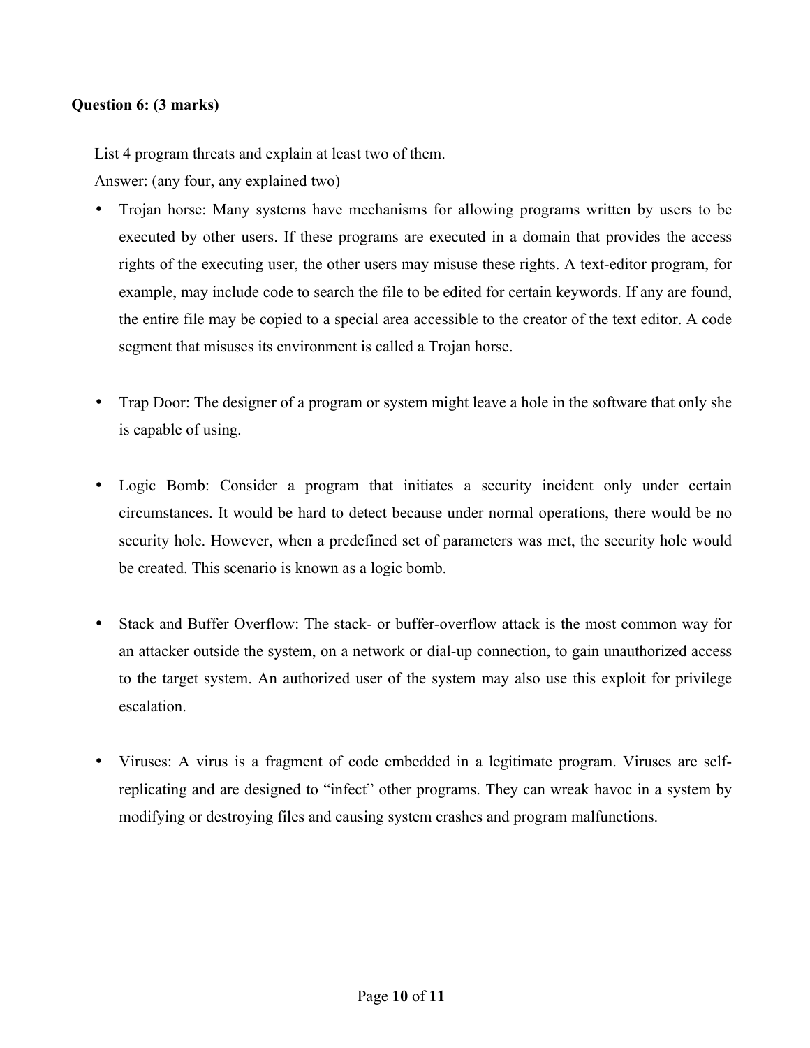**Question 6: (3 marks)**

List 4 program threats and explain at least two of them.

Answer: (any four, any explained two)

- Trojan horse: Many systems have mechanisms for allowing programs written by users to be executed by other users. If these programs are executed in a domain that provides the access rights of the executing user, the other users may misuse these rights. A text-editor program, for example, may include code to search the file to be edited for certain keywords. If any are found, the entire file may be copied to a special area accessible to the creator of the text editor. A code segment that misuses its environment is called a Trojan horse.

- Trap Door: The designer of a program or system might leave a hole in the software that only she is capable of using.

- Logic Bomb: Consider a program that initiates a security incident only under certain circumstances. It would be hard to detect because under normal operations, there would be no security hole. However, when a predefined set of parameters was met, the security hole would be created. This scenario is known as a logic bomb.

- Stack and Buffer Overflow: The stack- or buffer-overflow attack is the most common way for an attacker outside the system, on a network or dial-up connection, to gain unauthorized access to the target system. An authorized user of the system may also use this exploit for privilege escalation.

- Viruses: A virus is a fragment of code embedded in a legitimate program. Viruses are self-replicating and are designed to "infect" other programs. They can wreak havoc in a system by modifying or destroying files and causing system crashes and program malfunctions.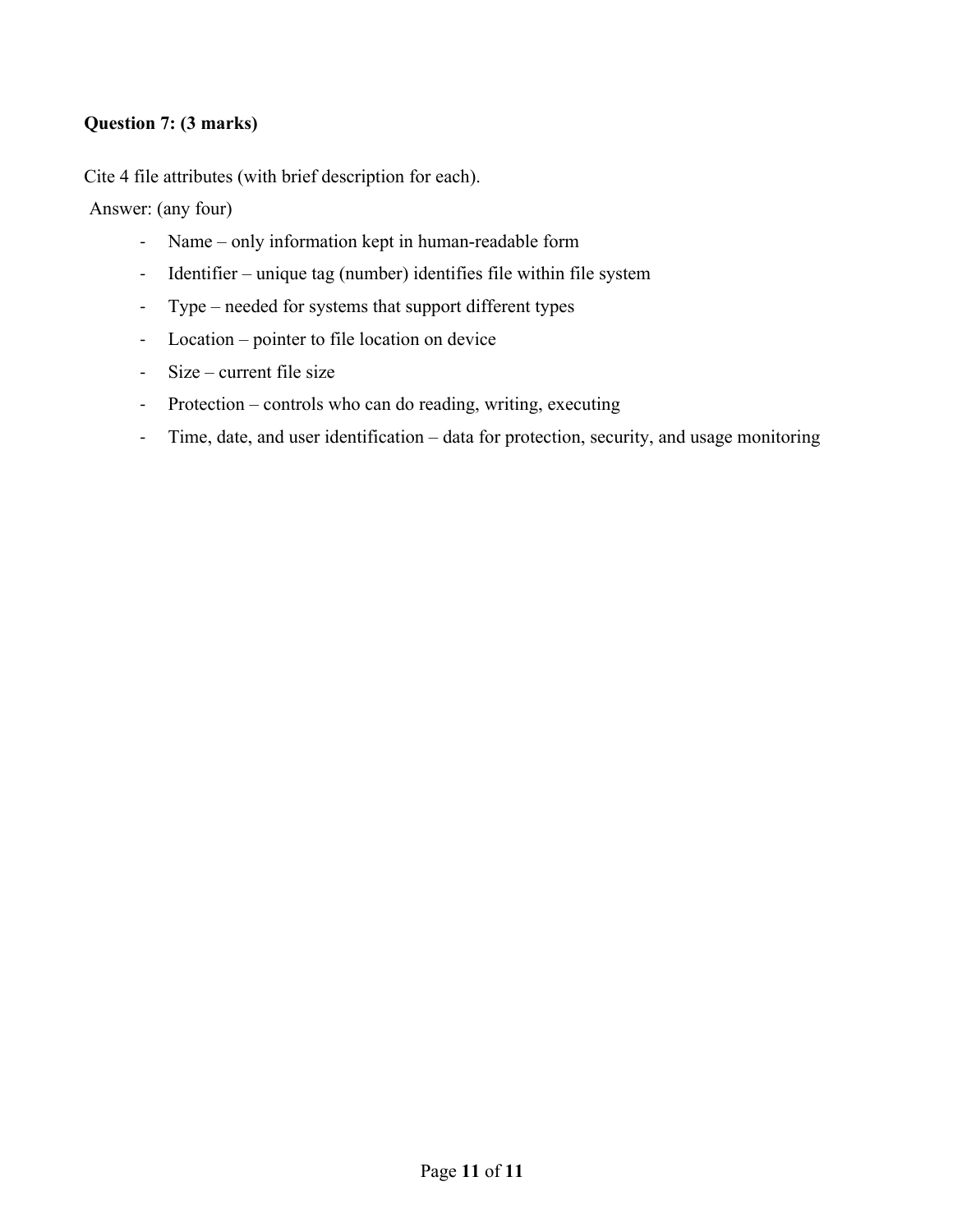**Question 7: (3 marks)**

Cite 4 file attributes (with brief description for each).

Answer: (any four)

- Name – only information kept in human-readable form
- Identifier – unique tag (number) identifies file within file system
- Type – needed for systems that support different types
- Location – pointer to file location on device
- Size – current file size
- Protection – controls who can do reading, writing, executing
- Time, date, and user identification – data for protection, security, and usage monitoring